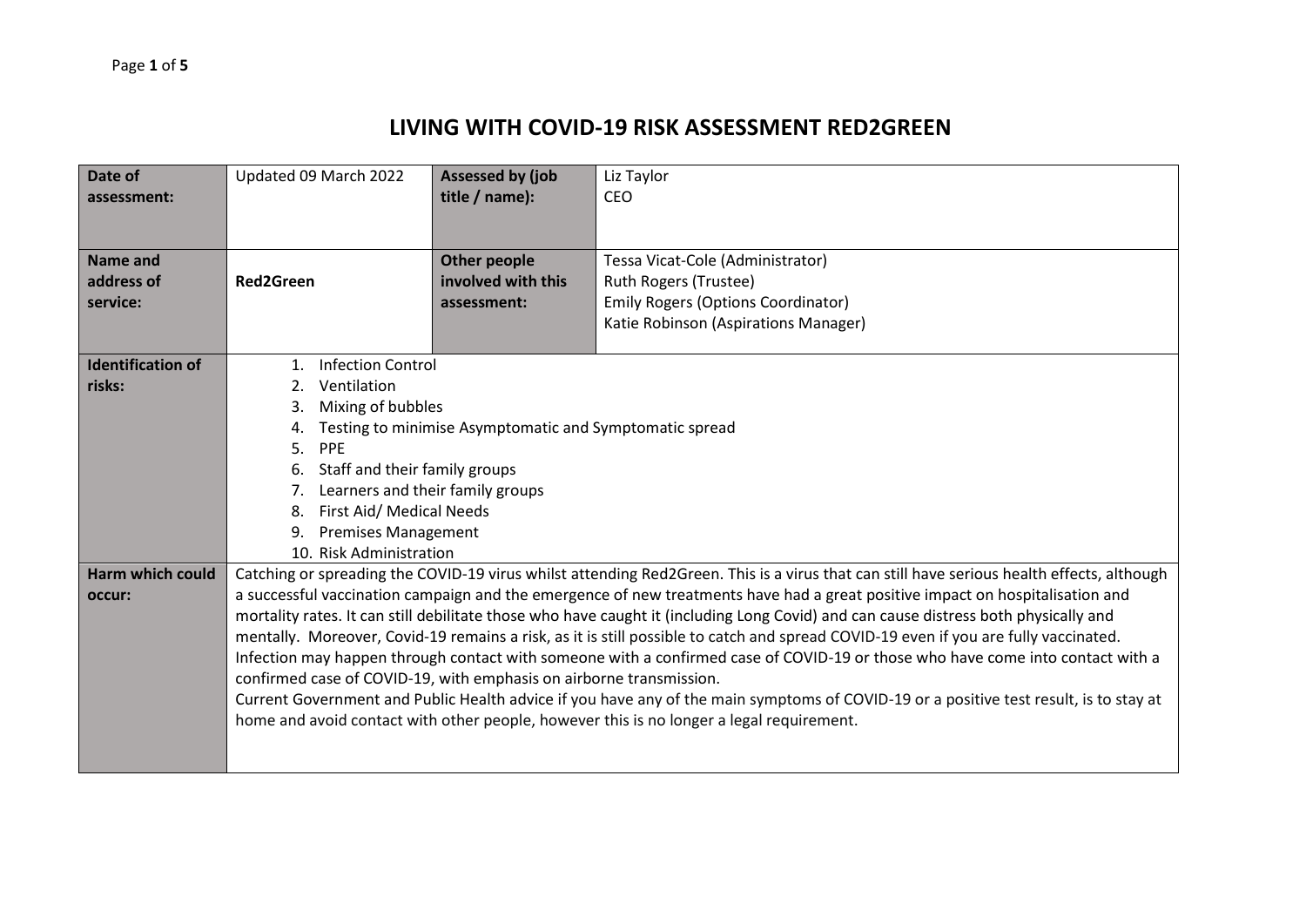# LIVING WITH COVID-19 RISK ASSESSMENT RED2GREEN

| **Date of assessment:** | Updated 09 March 2022 | **Assessed by (job title / name):** | Liz Taylor<br>CEO |
|---|---|---|---|
| **Name and address of service:** | **Red2Green** | **Other people involved with this assessment:** | Tessa Vicat-Cole (Administrator)<br>Ruth Rogers (Trustee)<br>Emily Rogers (Options Coordinator)<br>Katie Robinson (Aspirations Manager) |
| **Identification of risks:** | 1. Infection Control<br>2. Ventilation<br>3. Mixing of bubbles<br>4. Testing to minimise Asymptomatic and Symptomatic spread<br>5. PPE<br>6. Staff and their family groups<br>7. Learners and their family groups<br>8. First Aid/ Medical Needs<br>9. Premises Management<br>10. Risk Administration | | |
| **Harm which could occur:** | Catching or spreading the COVID-19 virus whilst attending Red2Green. This is a virus that can still have serious health effects, although a successful vaccination campaign and the emergence of new treatments have had a great positive impact on hospitalisation and mortality rates. It can still debilitate those who have caught it (including Long Covid) and can cause distress both physically and mentally. Moreover, Covid-19 remains a risk, as it is still possible to catch and spread COVID-19 even if you are fully vaccinated. Infection may happen through contact with someone with a confirmed case of COVID-19 or those who have come into contact with a confirmed case of COVID-19, with emphasis on airborne transmission.<br>Current Government and Public Health advice if you have any of the main symptoms of COVID-19 or a positive test result, is to stay at home and avoid contact with other people, however this is no longer a legal requirement. | | |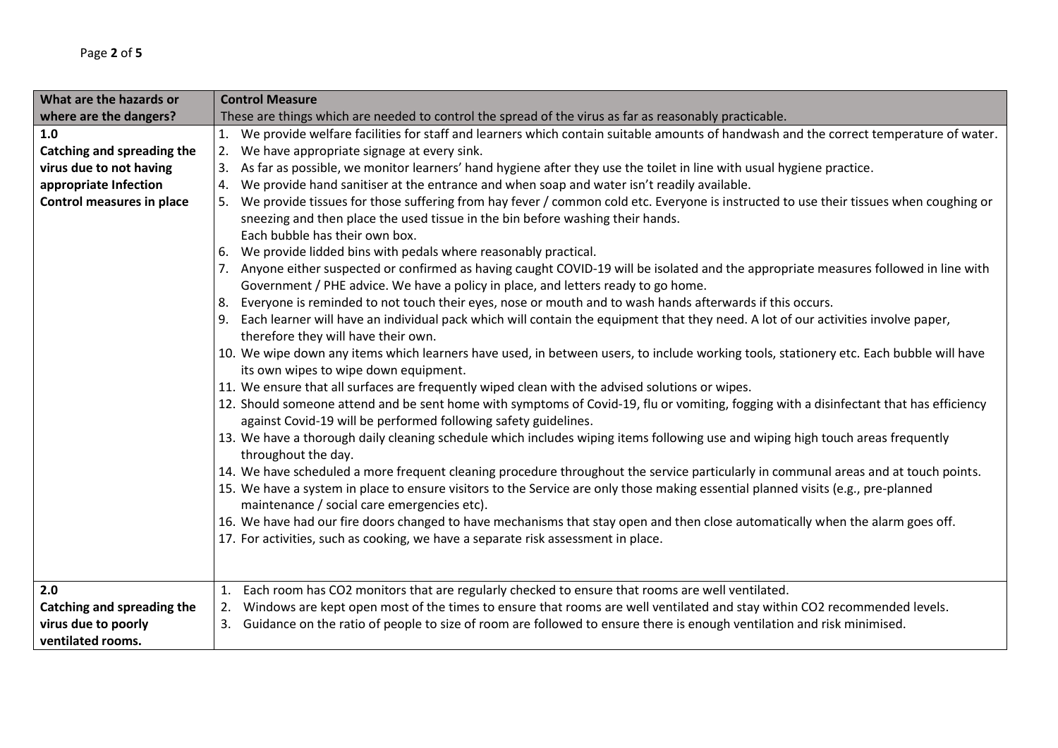| What are the hazards or where are the dangers? | Control Measure<br>These are things which are needed to control the spread of the virus as far as reasonably practicable. |
|---|---|
| **1.0**<br>**Catching and spreading the virus due to not having appropriate Infection Control measures in place** | 1. We provide welfare facilities for staff and learners which contain suitable amounts of handwash and the correct temperature of water.<br>2. We have appropriate signage at every sink.<br>3. As far as possible, we monitor learners' hand hygiene after they use the toilet in line with usual hygiene practice.<br>4. We provide hand sanitiser at the entrance and when soap and water isn't readily available.<br>5. We provide tissues for those suffering from hay fever / common cold etc. Everyone is instructed to use their tissues when coughing or sneezing and then place the used tissue in the bin before washing their hands. Each bubble has their own box.<br>6. We provide lidded bins with pedals where reasonably practical.<br>7. Anyone either suspected or confirmed as having caught COVID-19 will be isolated and the appropriate measures followed in line with Government / PHE advice. We have a policy in place, and letters ready to go home.<br>8. Everyone is reminded to not touch their eyes, nose or mouth and to wash hands afterwards if this occurs.<br>9. Each learner will have an individual pack which will contain the equipment that they need. A lot of our activities involve paper, therefore they will have their own.<br>10. We wipe down any items which learners have used, in between users, to include working tools, stationery etc. Each bubble will have its own wipes to wipe down equipment.<br>11. We ensure that all surfaces are frequently wiped clean with the advised solutions or wipes.<br>12. Should someone attend and be sent home with symptoms of Covid-19, flu or vomiting, fogging with a disinfectant that has efficiency against Covid-19 will be performed following safety guidelines.<br>13. We have a thorough daily cleaning schedule which includes wiping items following use and wiping high touch areas frequently throughout the day.<br>14. We have scheduled a more frequent cleaning procedure throughout the service particularly in communal areas and at touch points.<br>15. We have a system in place to ensure visitors to the Service are only those making essential planned visits (e.g., pre-planned maintenance / social care emergencies etc).<br>16. We have had our fire doors changed to have mechanisms that stay open and then close automatically when the alarm goes off.<br>17. For activities, such as cooking, we have a separate risk assessment in place. |
| **2.0**<br>**Catching and spreading the virus due to poorly ventilated rooms.** | 1. Each room has $CO_2$ monitors that are regularly checked to ensure that rooms are well ventilated.<br>2. Windows are kept open most of the times to ensure that rooms are well ventilated and stay within $CO_2$ recommended levels.<br>3. Guidance on the ratio of people to size of room are followed to ensure there is enough ventilation and risk minimised. |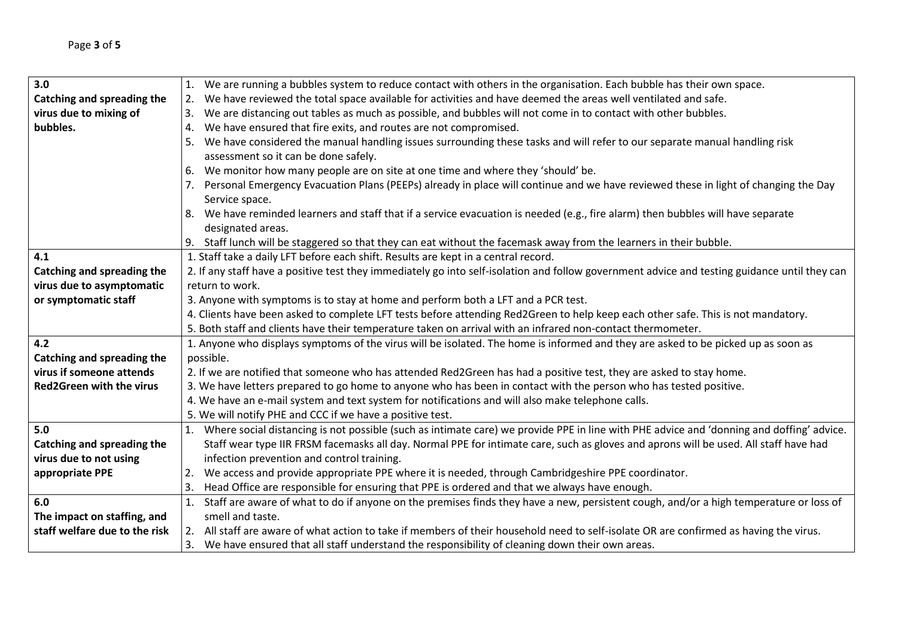| | |
|---|---|
| **3.0**<br>**Catching and spreading the virus due to mixing of bubbles.** | 1. We are running a bubbles system to reduce contact with others in the organisation. Each bubble has their own space.<br>2. We have reviewed the total space available for activities and have deemed the areas well ventilated and safe.<br>3. We are distancing out tables as much as possible, and bubbles will not come in to contact with other bubbles.<br>4. We have ensured that fire exits, and routes are not compromised.<br>5. We have considered the manual handling issues surrounding these tasks and will refer to our separate manual handling risk assessment so it can be done safely.<br>6. We monitor how many people are on site at one time and where they 'should' be.<br>7. Personal Emergency Evacuation Plans (PEEPs) already in place will continue and we have reviewed these in light of changing the Day Service space.<br>8. We have reminded learners and staff that if a service evacuation is needed (e.g., fire alarm) then bubbles will have separate designated areas.<br>9. Staff lunch will be staggered so that they can eat without the facemask away from the learners in their bubble. |
| **4.1**<br>**Catching and spreading the virus due to asymptomatic or symptomatic staff** | 1. Staff take a daily LFT before each shift. Results are kept in a central record.<br>2. If any staff have a positive test they immediately go into self-isolation and follow government advice and testing guidance until they can return to work.<br>3. Anyone with symptoms is to stay at home and perform both a LFT and a PCR test.<br>4. Clients have been asked to complete LFT tests before attending Red2Green to help keep each other safe. This is not mandatory.<br>5. Both staff and clients have their temperature taken on arrival with an infrared non-contact thermometer. |
| **4.2**<br>**Catching and spreading the virus if someone attends Red2Green with the virus** | 1. Anyone who displays symptoms of the virus will be isolated. The home is informed and they are asked to be picked up as soon as possible.<br>2. If we are notified that someone who has attended Red2Green has had a positive test, they are asked to stay home.<br>3. We have letters prepared to go home to anyone who has been in contact with the person who has tested positive.<br>4. We have an e-mail system and text system for notifications and will also make telephone calls.<br>5. We will notify PHE and CCC if we have a positive test. |
| **5.0**<br>**Catching and spreading the virus due to not using appropriate PPE** | 1. Where social distancing is not possible (such as intimate care) we provide PPE in line with PHE advice and 'donning and doffing' advice. Staff wear type IIR FRSM facemasks all day. Normal PPE for intimate care, such as gloves and aprons will be used. All staff have had infection prevention and control training.<br>2. We access and provide appropriate PPE where it is needed, through Cambridgeshire PPE coordinator.<br>3. Head Office are responsible for ensuring that PPE is ordered and that we always have enough. |
| **6.0**<br>**The impact on staffing, and staff welfare due to the risk** | 1. Staff are aware of what to do if anyone on the premises finds they have a new, persistent cough, and/or a high temperature or loss of smell and taste.<br>2. All staff are aware of what action to take if members of their household need to self-isolate OR are confirmed as having the virus.<br>3. We have ensured that all staff understand the responsibility of cleaning down their own areas. |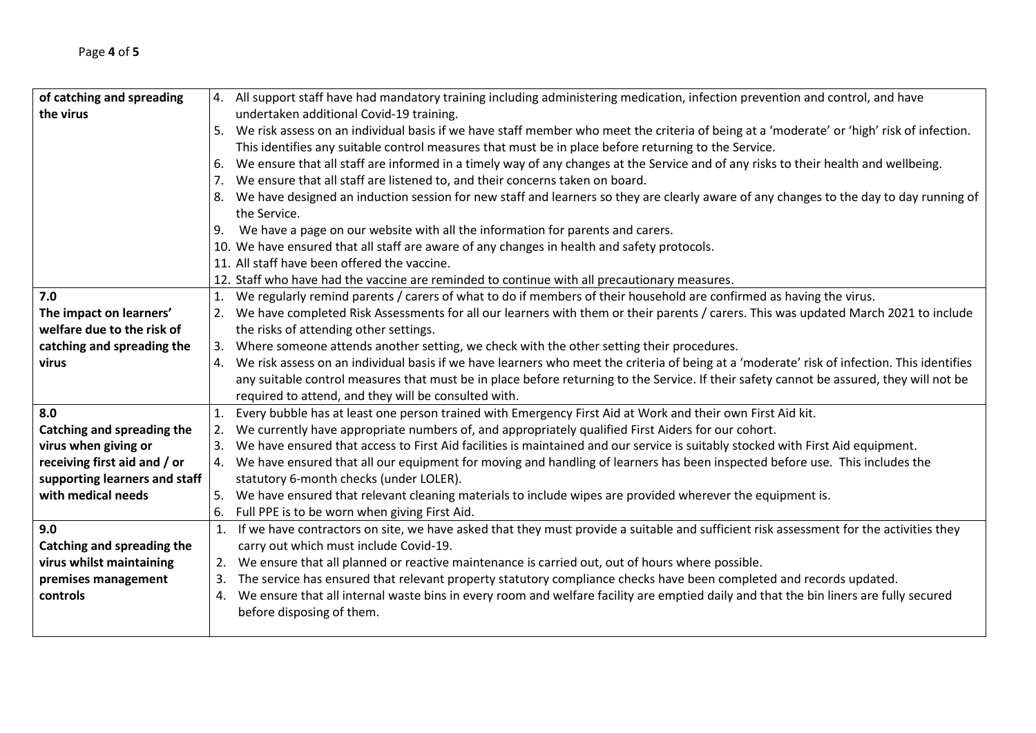| | |
|---|---|
| **of catching and spreading the virus** | 4. All support staff have had mandatory training including administering medication, infection prevention and control, and have undertaken additional Covid-19 training.<br>5. We risk assess on an individual basis if we have staff member who meet the criteria of being at a 'moderate' or 'high' risk of infection. This identifies any suitable control measures that must be in place before returning to the Service.<br>6. We ensure that all staff are informed in a timely way of any changes at the Service and of any risks to their health and wellbeing.<br>7. We ensure that all staff are listened to, and their concerns taken on board.<br>8. We have designed an induction session for new staff and learners so they are clearly aware of any changes to the day to day running of the Service.<br>9. We have a page on our website with all the information for parents and carers.<br>10. We have ensured that all staff are aware of any changes in health and safety protocols.<br>11. All staff have been offered the vaccine.<br>12. Staff who have had the vaccine are reminded to continue with all precautionary measures. |
| **7.0**<br>**The impact on learners' welfare due to the risk of catching and spreading the virus** | 1. We regularly remind parents / carers of what to do if members of their household are confirmed as having the virus.<br>2. We have completed Risk Assessments for all our learners with them or their parents / carers. This was updated March 2021 to include the risks of attending other settings.<br>3. Where someone attends another setting, we check with the other setting their procedures.<br>4. We risk assess on an individual basis if we have learners who meet the criteria of being at a 'moderate' risk of infection. This identifies any suitable control measures that must be in place before returning to the Service. If their safety cannot be assured, they will not be required to attend, and they will be consulted with. |
| **8.0**<br>**Catching and spreading the virus when giving or receiving first aid and / or supporting learners and staff with medical needs** | 1. Every bubble has at least one person trained with Emergency First Aid at Work and their own First Aid kit.<br>2. We currently have appropriate numbers of, and appropriately qualified First Aiders for our cohort.<br>3. We have ensured that access to First Aid facilities is maintained and our service is suitably stocked with First Aid equipment.<br>4. We have ensured that all our equipment for moving and handling of learners has been inspected before use. This includes the statutory 6-month checks (under LOLER).<br>5. We have ensured that relevant cleaning materials to include wipes are provided wherever the equipment is.<br>6. Full PPE is to be worn when giving First Aid. |
| **9.0**<br>**Catching and spreading the virus whilst maintaining premises management controls** | 1. If we have contractors on site, we have asked that they must provide a suitable and sufficient risk assessment for the activities they carry out which must include Covid-19.<br>2. We ensure that all planned or reactive maintenance is carried out, out of hours where possible.<br>3. The service has ensured that relevant property statutory compliance checks have been completed and records updated.<br>4. We ensure that all internal waste bins in every room and welfare facility are emptied daily and that the bin liners are fully secured before disposing of them. |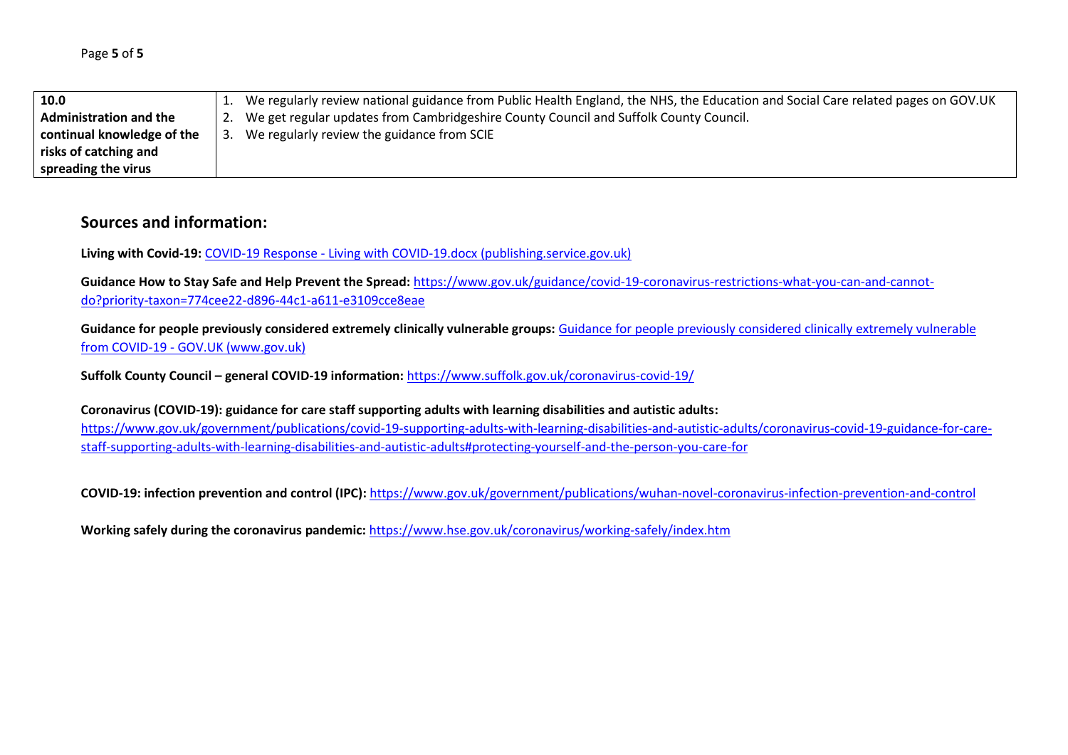| | |
|---|---|
| **10.0 Administration and the continual knowledge of the risks of catching and spreading the virus** | 1. We regularly review national guidance from Public Health England, the NHS, the Education and Social Care related pages on GOV.UK<br>2. We get regular updates from Cambridgeshire County Council and Suffolk County Council.<br>3. We regularly review the guidance from SCIE |

## Sources and information:

**Living with Covid-19:** COVID-19 Response - Living with COVID-19.docx (publishing.service.gov.uk)

**Guidance How to Stay Safe and Help Prevent the Spread:** https://www.gov.uk/guidance/covid-19-coronavirus-restrictions-what-you-can-and-cannot-do?priority-taxon=774cee22-d896-44c1-a611-e3109cce8eae

**Guidance for people previously considered extremely clinically vulnerable groups:** Guidance for people previously considered clinically extremely vulnerable from COVID-19 - GOV.UK (www.gov.uk)

**Suffolk County Council – general COVID-19 information:** https://www.suffolk.gov.uk/coronavirus-covid-19/

**Coronavirus (COVID-19): guidance for care staff supporting adults with learning disabilities and autistic adults:** https://www.gov.uk/government/publications/covid-19-supporting-adults-with-learning-disabilities-and-autistic-adults/coronavirus-covid-19-guidance-for-care-staff-supporting-adults-with-learning-disabilities-and-autistic-adults#protecting-yourself-and-the-person-you-care-for

**COVID-19: infection prevention and control (IPC):** https://www.gov.uk/government/publications/wuhan-novel-coronavirus-infection-prevention-and-control

**Working safely during the coronavirus pandemic:** https://www.hse.gov.uk/coronavirus/working-safely/index.htm